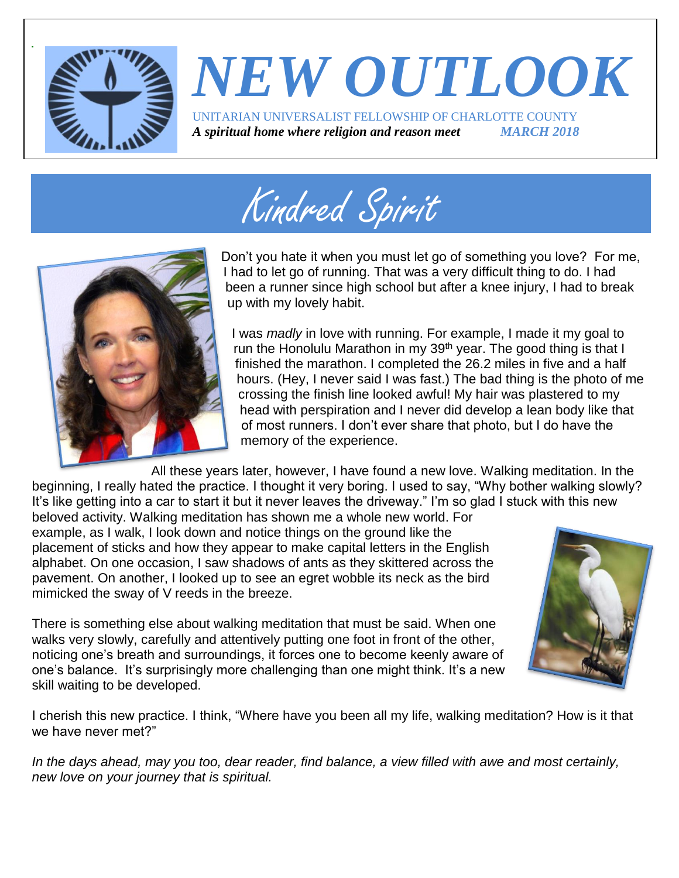# NEW OUTLOOK

UNITARIAN UNIVERSALIST FELLOWSHIP OF CHARLOTTE COUNTY

***A spiritual home where religion and reason meet*** ***MARCH 2018***

## Kindred Spirit

Don't you hate it when you must let go of something you love? For me, I had to let go of running. That was a very difficult thing to do. I had been a runner since high school but after a knee injury, I had to break up with my lovely habit.

I was *madly* in love with running. For example, I made it my goal to run the Honolulu Marathon in my 39th year. The good thing is that I finished the marathon. I completed the 26.2 miles in five and a half hours. (Hey, I never said I was fast.) The bad thing is the photo of me crossing the finish line looked awful! My hair was plastered to my head with perspiration and I never did develop a lean body like that of most runners. I don't ever share that photo, but I do have the memory of the experience.

All these years later, however, I have found a new love. Walking meditation. In the beginning, I really hated the practice. I thought it very boring. I used to say, "Why bother walking slowly? It's like getting into a car to start it but it never leaves the driveway." I'm so glad I stuck with this new beloved activity. Walking meditation has shown me a whole new world. For example, as I walk, I look down and notice things on the ground like the placement of sticks and how they appear to make capital letters in the English alphabet. On one occasion, I saw shadows of ants as they skittered across the pavement. On another, I looked up to see an egret wobble its neck as the bird mimicked the sway of V reeds in the breeze.

There is something else about walking meditation that must be said. When one walks very slowly, carefully and attentively putting one foot in front of the other, noticing one's breath and surroundings, it forces one to become keenly aware of one's balance. It's surprisingly more challenging than one might think. It's a new skill waiting to be developed.

I cherish this new practice. I think, "Where have you been all my life, walking meditation? How is it that we have never met?"

*In the days ahead, may you too, dear reader, find balance, a view filled with awe and most certainly, new love on your journey that is spiritual.*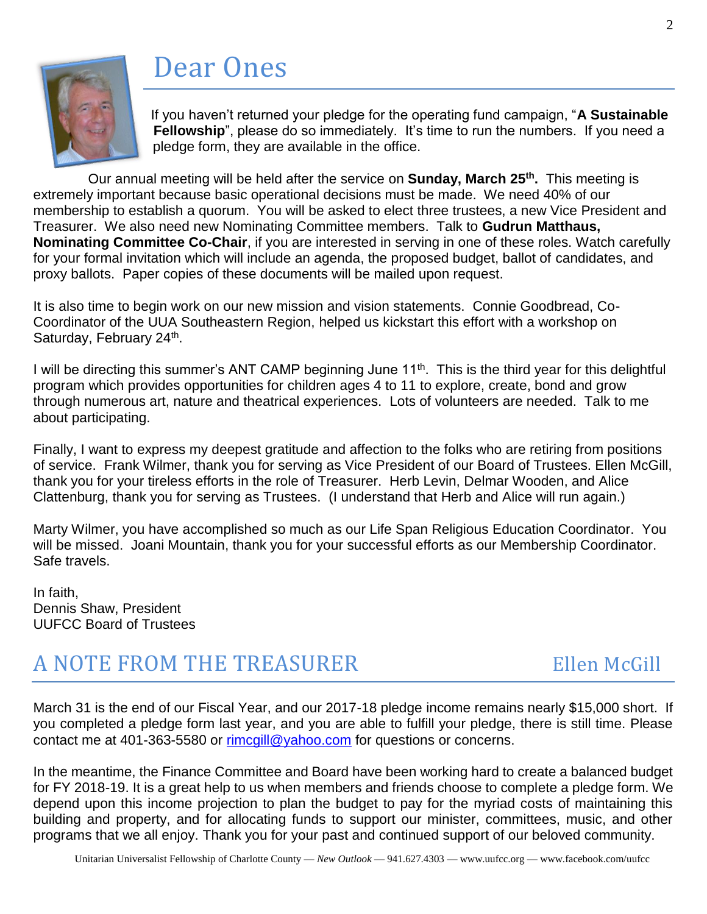# Dear Ones

If you haven't returned your pledge for the operating fund campaign, "**A Sustainable Fellowship**", please do so immediately. It's time to run the numbers. If you need a pledge form, they are available in the office.

Our annual meeting will be held after the service on **Sunday, March 25th.** This meeting is extremely important because basic operational decisions must be made. We need 40% of our membership to establish a quorum. You will be asked to elect three trustees, a new Vice President and Treasurer. We also need new Nominating Committee members. Talk to **Gudrun Matthaus, Nominating Committee Co-Chair**, if you are interested in serving in one of these roles. Watch carefully for your formal invitation which will include an agenda, the proposed budget, ballot of candidates, and proxy ballots. Paper copies of these documents will be mailed upon request.

It is also time to begin work on our new mission and vision statements. Connie Goodbread, Co-Coordinator of the UUA Southeastern Region, helped us kickstart this effort with a workshop on Saturday, February 24th.

I will be directing this summer's ANT CAMP beginning June 11th. This is the third year for this delightful program which provides opportunities for children ages 4 to 11 to explore, create, bond and grow through numerous art, nature and theatrical experiences. Lots of volunteers are needed. Talk to me about participating.

Finally, I want to express my deepest gratitude and affection to the folks who are retiring from positions of service. Frank Wilmer, thank you for serving as Vice President of our Board of Trustees. Ellen McGill, thank you for your tireless efforts in the role of Treasurer. Herb Levin, Delmar Wooden, and Alice Clattenburg, thank you for serving as Trustees. (I understand that Herb and Alice will run again.)

Marty Wilmer, you have accomplished so much as our Life Span Religious Education Coordinator. You will be missed. Joani Mountain, thank you for your successful efforts as our Membership Coordinator. Safe travels.

In faith,
Dennis Shaw, President
UUFCC Board of Trustees

# A NOTE FROM THE TREASURER — Ellen McGill

March 31 is the end of our Fiscal Year, and our 2017-18 pledge income remains nearly $15,000 short. If you completed a pledge form last year, and you are able to fulfill your pledge, there is still time. Please contact me at 401-363-5580 or rimcgill@yahoo.com for questions or concerns.

In the meantime, the Finance Committee and Board have been working hard to create a balanced budget for FY 2018-19. It is a great help to us when members and friends choose to complete a pledge form. We depend upon this income projection to plan the budget to pay for the myriad costs of maintaining this building and property, and for allocating funds to support our minister, committees, music, and other programs that we all enjoy. Thank you for your past and continued support of our beloved community.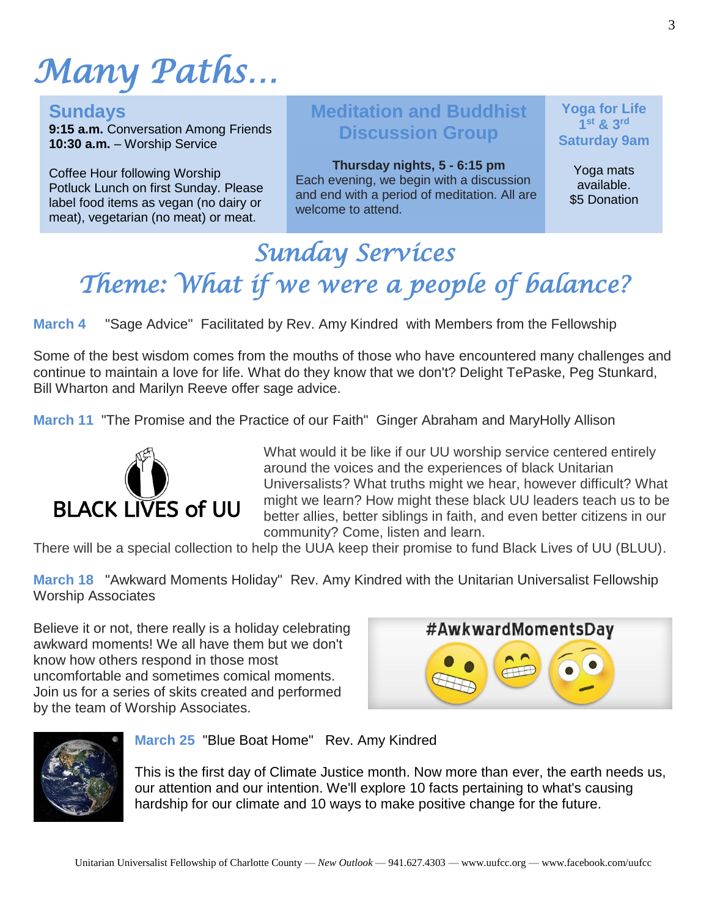# Many Paths…

## Sundays

**9:15 a.m.** Conversation Among Friends
**10:30 a.m.** – Worship Service

Coffee Hour following Worship
Potluck Lunch on first Sunday. Please label food items as vegan (no dairy or meat), vegetarian (no meat) or meat.

## Meditation and Buddhist Discussion Group

**Thursday nights, 5 - 6:15 pm**
Each evening, we begin with a discussion and end with a period of meditation. All are welcome to attend.

## Yoga for Life 1st & 3rd Saturday 9am

Yoga mats available.
$5 Donation

# Sunday Services
# Theme: What if we were a people of balance?

**March 4** "Sage Advice" Facilitated by Rev. Amy Kindred with Members from the Fellowship

Some of the best wisdom comes from the mouths of those who have encountered many challenges and continue to maintain a love for life. What do they know that we don't? Delight TePaske, Peg Stunkard, Bill Wharton and Marilyn Reeve offer sage advice.

**March 11** "The Promise and the Practice of our Faith" Ginger Abraham and MaryHolly Allison

BLACK LIVES of UU

What would it be like if our UU worship service centered entirely around the voices and the experiences of black Unitarian Universalists? What truths might we hear, however difficult? What might we learn? How might these black UU leaders teach us to be better allies, better siblings in faith, and even better citizens in our community? Come, listen and learn.

There will be a special collection to help the UUA keep their promise to fund Black Lives of UU (BLUU).

**March 18** "Awkward Moments Holiday" Rev. Amy Kindred with the Unitarian Universalist Fellowship Worship Associates

Believe it or not, there really is a holiday celebrating awkward moments! We all have them but we don't know how others respond in those most uncomfortable and sometimes comical moments. Join us for a series of skits created and performed by the team of Worship Associates.

#AwkwardMomentsDay

**March 25** "Blue Boat Home" Rev. Amy Kindred

This is the first day of Climate Justice month. Now more than ever, the earth needs us, our attention and our intention. We'll explore 10 facts pertaining to what's causing hardship for our climate and 10 ways to make positive change for the future.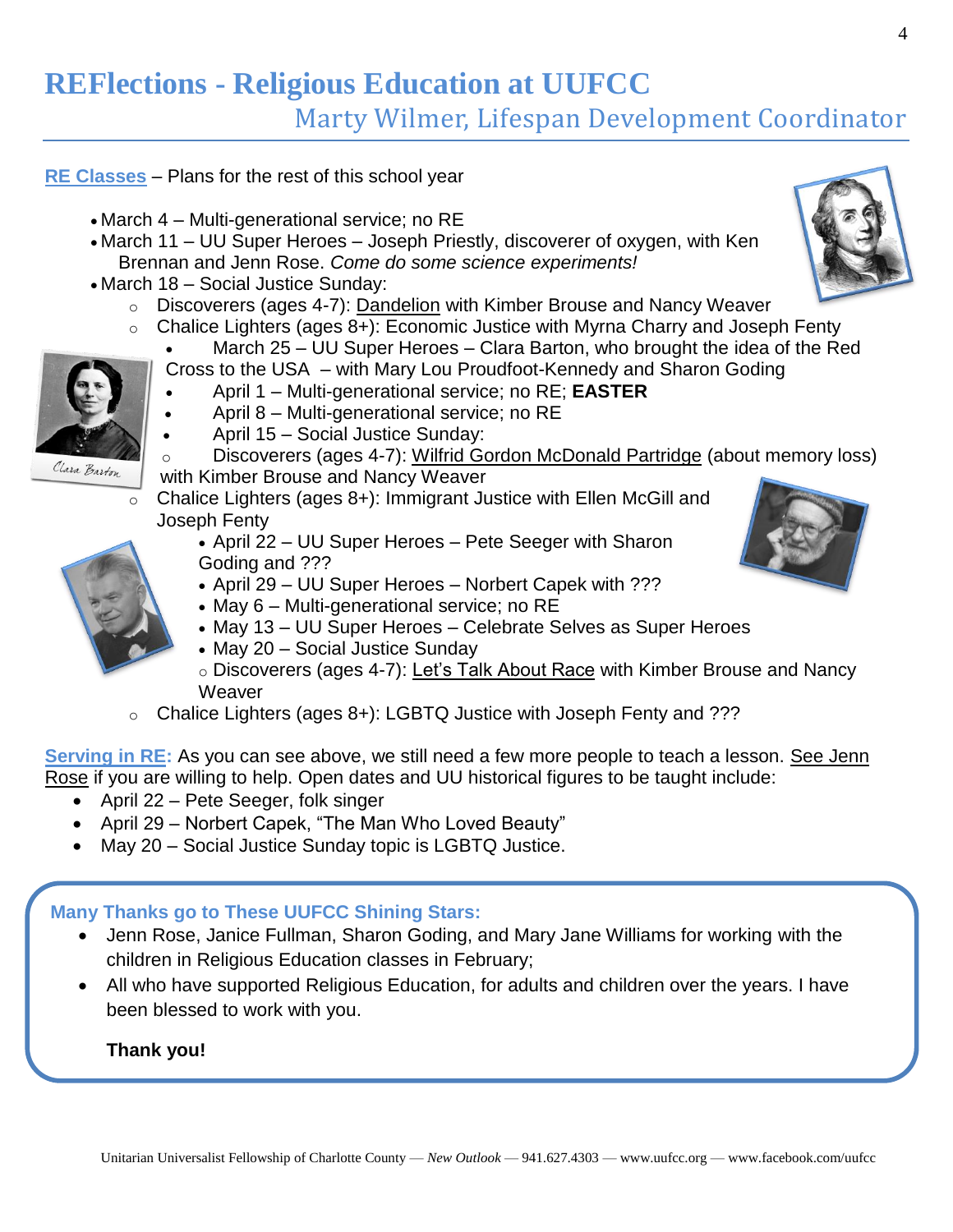# REFlections - Religious Education at UUFCC

## Marty Wilmer, Lifespan Development Coordinator

**RE Classes** – Plans for the rest of this school year

- March 4 – Multi-generational service; no RE
- March 11 – UU Super Heroes – Joseph Priestly, discoverer of oxygen, with Ken Brennan and Jenn Rose. *Come do some science experiments!*
- March 18 – Social Justice Sunday:
  - Discoverers (ages 4-7): Dandelion with Kimber Brouse and Nancy Weaver
  - Chalice Lighters (ages 8+): Economic Justice with Myrna Charry and Joseph Fenty
- March 25 – UU Super Heroes – Clara Barton, who brought the idea of the Red Cross to the USA – with Mary Lou Proudfoot-Kennedy and Sharon Goding
- April 1 – Multi-generational service; no RE; **EASTER**
- April 8 – Multi-generational service; no RE
- April 15 – Social Justice Sunday:
  - Discoverers (ages 4-7): Wilfrid Gordon McDonald Partridge (about memory loss) with Kimber Brouse and Nancy Weaver
  - Chalice Lighters (ages 8+): Immigrant Justice with Ellen McGill and Joseph Fenty
- April 22 – UU Super Heroes – Pete Seeger with Sharon Goding and ???
- April 29 – UU Super Heroes – Norbert Capek with ???
- May 6 – Multi-generational service; no RE
- May 13 – UU Super Heroes – Celebrate Selves as Super Heroes
- May 20 – Social Justice Sunday
  - Discoverers (ages 4-7): Let's Talk About Race with Kimber Brouse and Nancy Weaver
  - Chalice Lighters (ages 8+): LGBTQ Justice with Joseph Fenty and ???

**Serving in RE:** As you can see above, we still need a few more people to teach a lesson. See Jenn Rose if you are willing to help. Open dates and UU historical figures to be taught include:

- April 22 – Pete Seeger, folk singer
- April 29 – Norbert Capek, "The Man Who Loved Beauty"
- May 20 – Social Justice Sunday topic is LGBTQ Justice.

**Many Thanks go to These UUFCC Shining Stars:**

- Jenn Rose, Janice Fullman, Sharon Goding, and Mary Jane Williams for working with the children in Religious Education classes in February;
- All who have supported Religious Education, for adults and children over the years. I have been blessed to work with you.

**Thank you!**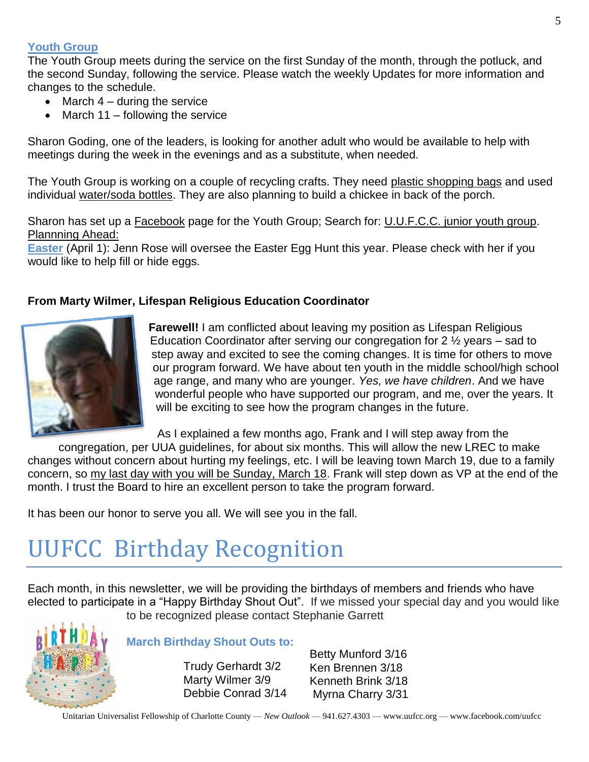### Youth Group

The Youth Group meets during the service on the first Sunday of the month, through the potluck, and the second Sunday, following the service. Please watch the weekly Updates for more information and changes to the schedule.

- March 4 – during the service
- March 11 – following the service

Sharon Goding, one of the leaders, is looking for another adult who would be available to help with meetings during the week in the evenings and as a substitute, when needed.

The Youth Group is working on a couple of recycling crafts. They need plastic shopping bags and used individual water/soda bottles. They are also planning to build a chickee in back of the porch.

Sharon has set up a Facebook page for the Youth Group; Search for: U.U.F.C.C. junior youth group.

Plannning Ahead:

**Easter** (April 1): Jenn Rose will oversee the Easter Egg Hunt this year. Please check with her if you would like to help fill or hide eggs.

**From Marty Wilmer, Lifespan Religious Education Coordinator**

**Farewell!** I am conflicted about leaving my position as Lifespan Religious Education Coordinator after serving our congregation for 2 ½ years – sad to step away and excited to see the coming changes. It is time for others to move our program forward. We have about ten youth in the middle school/high school age range, and many who are younger. *Yes, we have children*. And we have wonderful people who have supported our program, and me, over the years. It will be exciting to see how the program changes in the future.

As I explained a few months ago, Frank and I will step away from the congregation, per UUA guidelines, for about six months. This will allow the new LREC to make changes without concern about hurting my feelings, etc. I will be leaving town March 19, due to a family concern, so my last day with you will be Sunday, March 18. Frank will step down as VP at the end of the month. I trust the Board to hire an excellent person to take the program forward.

It has been our honor to serve you all. We will see you in the fall.

# UUFCC Birthday Recognition

Each month, in this newsletter, we will be providing the birthdays of members and friends who have elected to participate in a "Happy Birthday Shout Out". If we missed your special day and you would like to be recognized please contact Stephanie Garrett

**March Birthday Shout Outs to:**

Trudy Gerhardt 3/2
Marty Wilmer 3/9
Debbie Conrad 3/14
Betty Munford 3/16
Ken Brennen 3/18
Kenneth Brink 3/18
Myrna Charry 3/31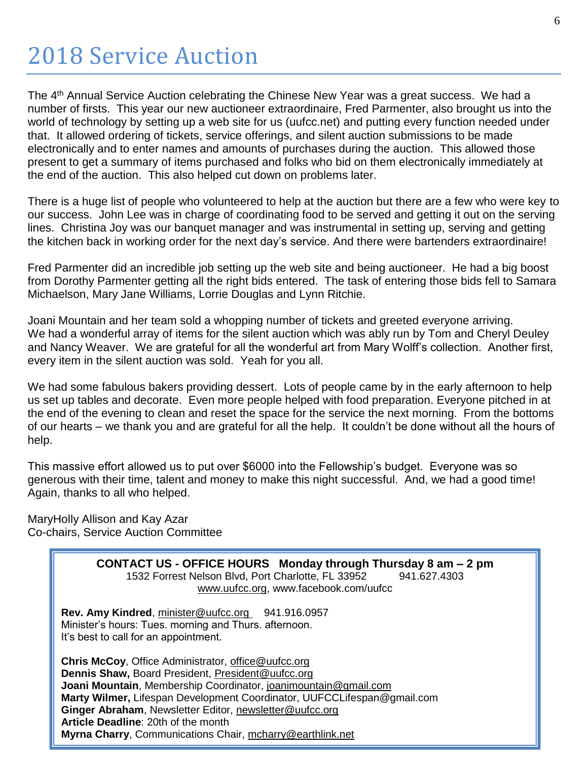# 2018 Service Auction

The 4th Annual Service Auction celebrating the Chinese New Year was a great success. We had a number of firsts. This year our new auctioneer extraordinaire, Fred Parmenter, also brought us into the world of technology by setting up a web site for us (uufcc.net) and putting every function needed under that. It allowed ordering of tickets, service offerings, and silent auction submissions to be made electronically and to enter names and amounts of purchases during the auction. This allowed those present to get a summary of items purchased and folks who bid on them electronically immediately at the end of the auction. This also helped cut down on problems later.

There is a huge list of people who volunteered to help at the auction but there are a few who were key to our success. John Lee was in charge of coordinating food to be served and getting it out on the serving lines. Christina Joy was our banquet manager and was instrumental in setting up, serving and getting the kitchen back in working order for the next day's service. And there were bartenders extraordinaire!

Fred Parmenter did an incredible job setting up the web site and being auctioneer. He had a big boost from Dorothy Parmenter getting all the right bids entered. The task of entering those bids fell to Samara Michaelson, Mary Jane Williams, Lorrie Douglas and Lynn Ritchie.

Joani Mountain and her team sold a whopping number of tickets and greeted everyone arriving. We had a wonderful array of items for the silent auction which was ably run by Tom and Cheryl Deuley and Nancy Weaver. We are grateful for all the wonderful art from Mary Wolff's collection. Another first, every item in the silent auction was sold. Yeah for you all.

We had some fabulous bakers providing dessert. Lots of people came by in the early afternoon to help us set up tables and decorate. Even more people helped with food preparation. Everyone pitched in at the end of the evening to clean and reset the space for the service the next morning. From the bottoms of our hearts – we thank you and are grateful for all the help. It couldn't be done without all the hours of help.

This massive effort allowed us to put over $6000 into the Fellowship's budget. Everyone was so generous with their time, talent and money to make this night successful. And, we had a good time! Again, thanks to all who helped.

MaryHolly Allison and Kay Azar
Co-chairs, Service Auction Committee

**CONTACT US - OFFICE HOURS   Monday through Thursday 8 am – 2 pm**
1532 Forrest Nelson Blvd, Port Charlotte, FL 33952   941.627.4303
www.uufcc.org, www.facebook.com/uufcc

**Rev. Amy Kindred**, minister@uufcc.org   941.916.0957
Minister's hours: Tues. morning and Thurs. afternoon.
It's best to call for an appointment.

**Chris McCoy**, Office Administrator, office@uufcc.org
**Dennis Shaw,** Board President, President@uufcc.org
**Joani Mountain**, Membership Coordinator, joanimountain@gmail.com
**Marty Wilmer,** Lifespan Development Coordinator, UUFCCLifespan@gmail.com
**Ginger Abraham**, Newsletter Editor, newsletter@uufcc.org
**Article Deadline**: 20th of the month
**Myrna Charry**, Communications Chair, mcharry@earthlink.net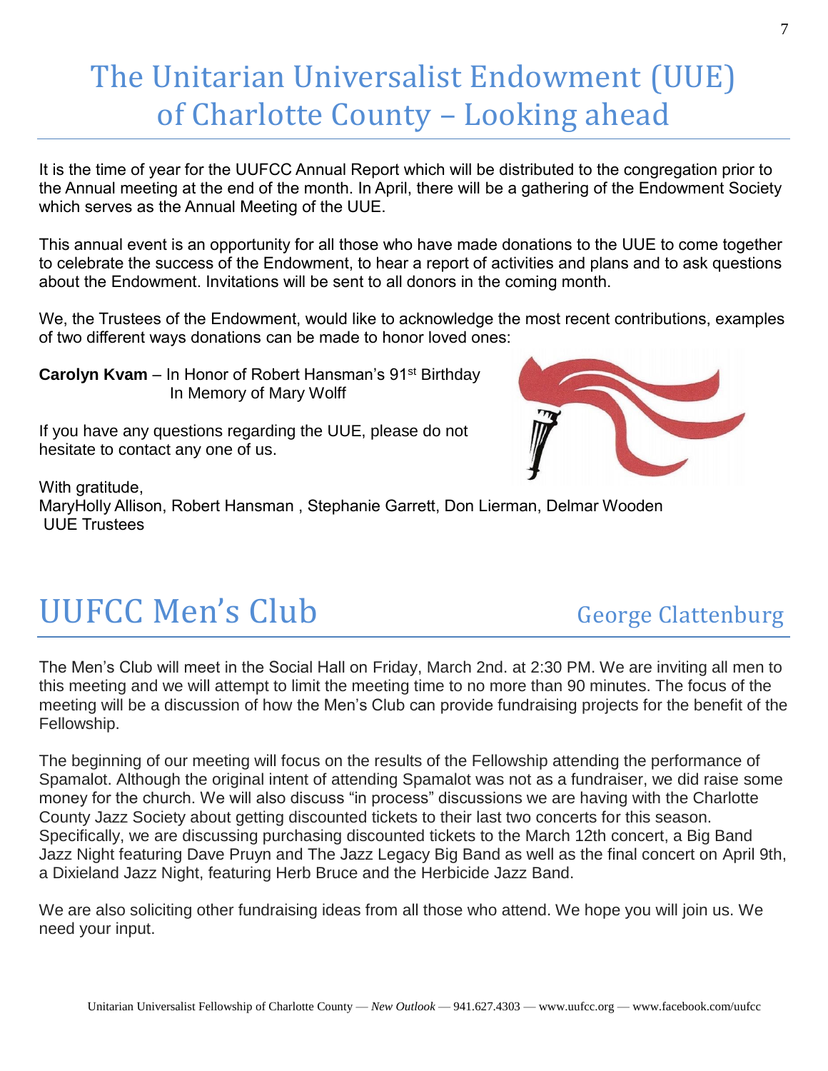# The Unitarian Universalist Endowment (UUE) of Charlotte County – Looking ahead

It is the time of year for the UUFCC Annual Report which will be distributed to the congregation prior to the Annual meeting at the end of the month. In April, there will be a gathering of the Endowment Society which serves as the Annual Meeting of the UUE.

This annual event is an opportunity for all those who have made donations to the UUE to come together to celebrate the success of the Endowment, to hear a report of activities and plans and to ask questions about the Endowment. Invitations will be sent to all donors in the coming month.

We, the Trustees of the Endowment, would like to acknowledge the most recent contributions, examples of two different ways donations can be made to honor loved ones:

**Carolyn Kvam** – In Honor of Robert Hansman's 91st Birthday
In Memory of Mary Wolff

If you have any questions regarding the UUE, please do not hesitate to contact any one of us.

With gratitude,
MaryHolly Allison, Robert Hansman , Stephanie Garrett, Don Lierman, Delmar Wooden
UUE Trustees

# UUFCC Men's Club

## George Clattenburg

The Men's Club will meet in the Social Hall on Friday, March 2nd. at 2:30 PM. We are inviting all men to this meeting and we will attempt to limit the meeting time to no more than 90 minutes. The focus of the meeting will be a discussion of how the Men's Club can provide fundraising projects for the benefit of the Fellowship.

The beginning of our meeting will focus on the results of the Fellowship attending the performance of Spamalot. Although the original intent of attending Spamalot was not as a fundraiser, we did raise some money for the church. We will also discuss "in process" discussions we are having with the Charlotte County Jazz Society about getting discounted tickets to their last two concerts for this season. Specifically, we are discussing purchasing discounted tickets to the March 12th concert, a Big Band Jazz Night featuring Dave Pruyn and The Jazz Legacy Big Band as well as the final concert on April 9th, a Dixieland Jazz Night, featuring Herb Bruce and the Herbicide Jazz Band.

We are also soliciting other fundraising ideas from all those who attend. We hope you will join us. We need your input.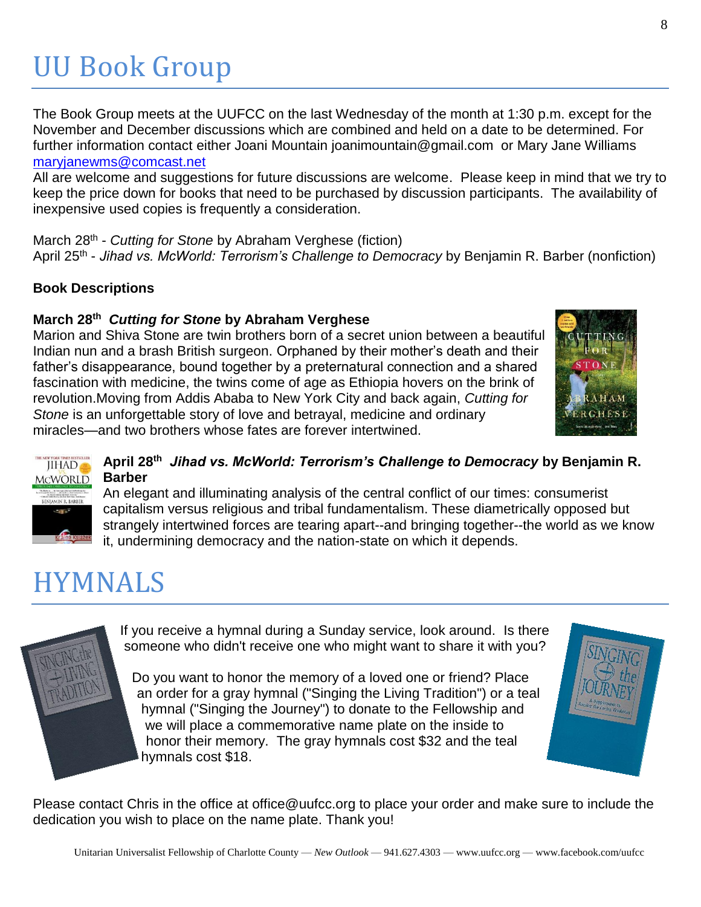# UU Book Group

The Book Group meets at the UUFCC on the last Wednesday of the month at 1:30 p.m. except for the November and December discussions which are combined and held on a date to be determined. For further information contact either Joani Mountain joanimountain@gmail.com or Mary Jane Williams maryjanewms@comcast.net

All are welcome and suggestions for future discussions are welcome. Please keep in mind that we try to keep the price down for books that need to be purchased by discussion participants. The availability of inexpensive used copies is frequently a consideration.

March 28th - *Cutting for Stone* by Abraham Verghese (fiction)
April 25th - *Jihad vs. McWorld: Terrorism's Challenge to Democracy* by Benjamin R. Barber (nonfiction)

**Book Descriptions**

**March 28th** ***Cutting for Stone*** **by Abraham Verghese**

Marion and Shiva Stone are twin brothers born of a secret union between a beautiful Indian nun and a brash British surgeon. Orphaned by their mother's death and their father's disappearance, bound together by a preternatural connection and a shared fascination with medicine, the twins come of age as Ethiopia hovers on the brink of revolution.Moving from Addis Ababa to New York City and back again, *Cutting for Stone* is an unforgettable story of love and betrayal, medicine and ordinary miracles—and two brothers whose fates are forever intertwined.

**April 28th** ***Jihad vs. McWorld: Terrorism's Challenge to Democracy*** **by Benjamin R. Barber**

An elegant and illuminating analysis of the central conflict of our times: consumerist capitalism versus religious and tribal fundamentalism. These diametrically opposed but strangely intertwined forces are tearing apart--and bringing together--the world as we know it, undermining democracy and the nation-state on which it depends.

# HYMNALS

If you receive a hymnal during a Sunday service, look around. Is there someone who didn't receive one who might want to share it with you?

Do you want to honor the memory of a loved one or friend? Place an order for a gray hymnal ("Singing the Living Tradition") or a teal hymnal ("Singing the Journey") to donate to the Fellowship and we will place a commemorative name plate on the inside to honor their memory. The gray hymnals cost $32 and the teal hymnals cost $18.

Please contact Chris in the office at office@uufcc.org to place your order and make sure to include the dedication you wish to place on the name plate. Thank you!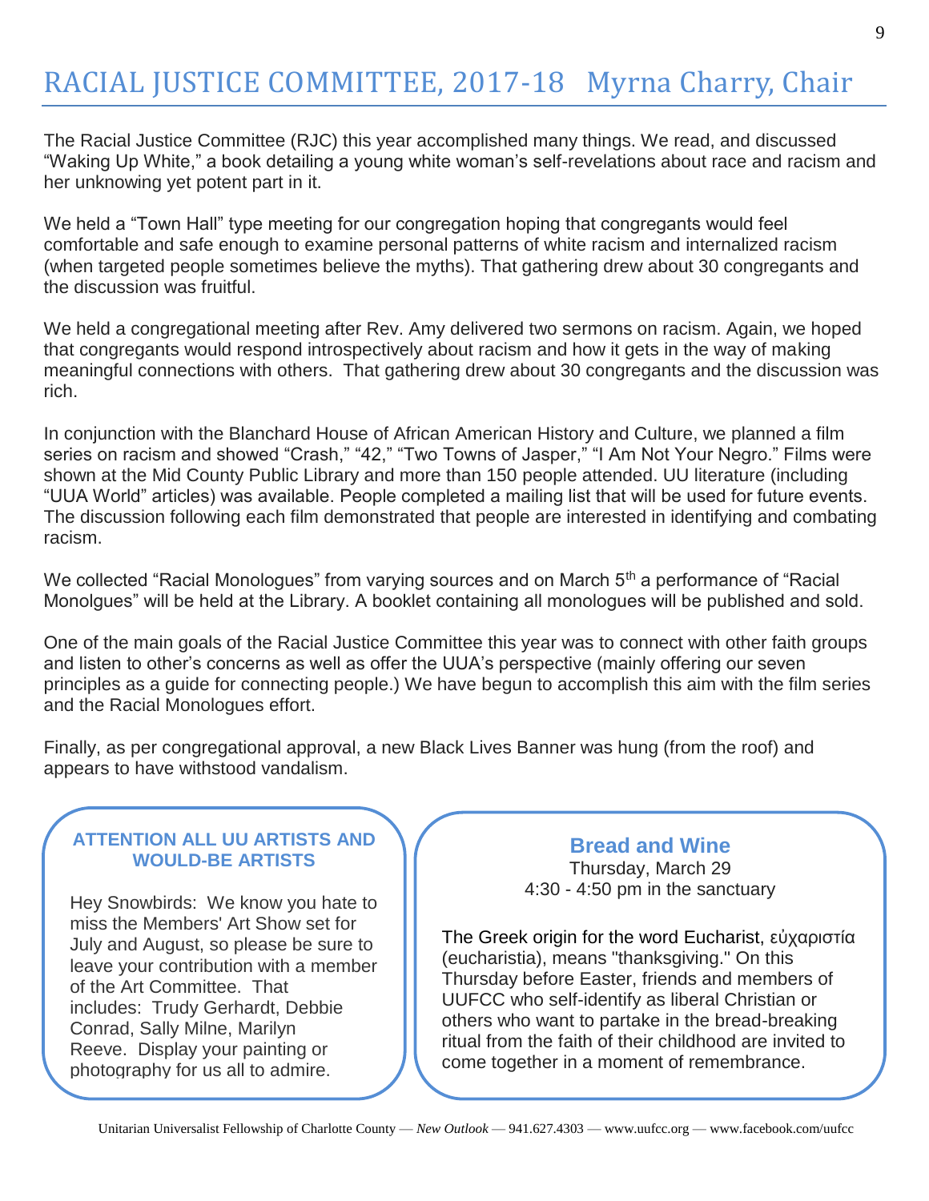# RACIAL JUSTICE COMMITTEE, 2017-18 Myrna Charry, Chair

The Racial Justice Committee (RJC) this year accomplished many things. We read, and discussed "Waking Up White," a book detailing a young white woman's self-revelations about race and racism and her unknowing yet potent part in it.

We held a "Town Hall" type meeting for our congregation hoping that congregants would feel comfortable and safe enough to examine personal patterns of white racism and internalized racism (when targeted people sometimes believe the myths). That gathering drew about 30 congregants and the discussion was fruitful.

We held a congregational meeting after Rev. Amy delivered two sermons on racism. Again, we hoped that congregants would respond introspectively about racism and how it gets in the way of making meaningful connections with others. That gathering drew about 30 congregants and the discussion was rich.

In conjunction with the Blanchard House of African American History and Culture, we planned a film series on racism and showed "Crash," "42," "Two Towns of Jasper," "I Am Not Your Negro." Films were shown at the Mid County Public Library and more than 150 people attended. UU literature (including "UUA World" articles) was available. People completed a mailing list that will be used for future events. The discussion following each film demonstrated that people are interested in identifying and combating racism.

We collected "Racial Monologues" from varying sources and on March 5th a performance of "Racial Monolgues" will be held at the Library. A booklet containing all monologues will be published and sold.

One of the main goals of the Racial Justice Committee this year was to connect with other faith groups and listen to other's concerns as well as offer the UUA's perspective (mainly offering our seven principles as a guide for connecting people.) We have begun to accomplish this aim with the film series and the Racial Monologues effort.

Finally, as per congregational approval, a new Black Lives Banner was hung (from the roof) and appears to have withstood vandalism.

**ATTENTION ALL UU ARTISTS AND WOULD-BE ARTISTS**

Hey Snowbirds: We know you hate to miss the Members' Art Show set for July and August, so please be sure to leave your contribution with a member of the Art Committee. That includes: Trudy Gerhardt, Debbie Conrad, Sally Milne, Marilyn Reeve. Display your painting or photography for us all to admire.

**Bread and Wine**

Thursday, March 29
4:30 - 4:50 pm in the sanctuary

The Greek origin for the word Eucharist, εὐχαριστία (eucharistia), means "thanksgiving." On this Thursday before Easter, friends and members of UUFCC who self-identify as liberal Christian or others who want to partake in the bread-breaking ritual from the faith of their childhood are invited to come together in a moment of remembrance.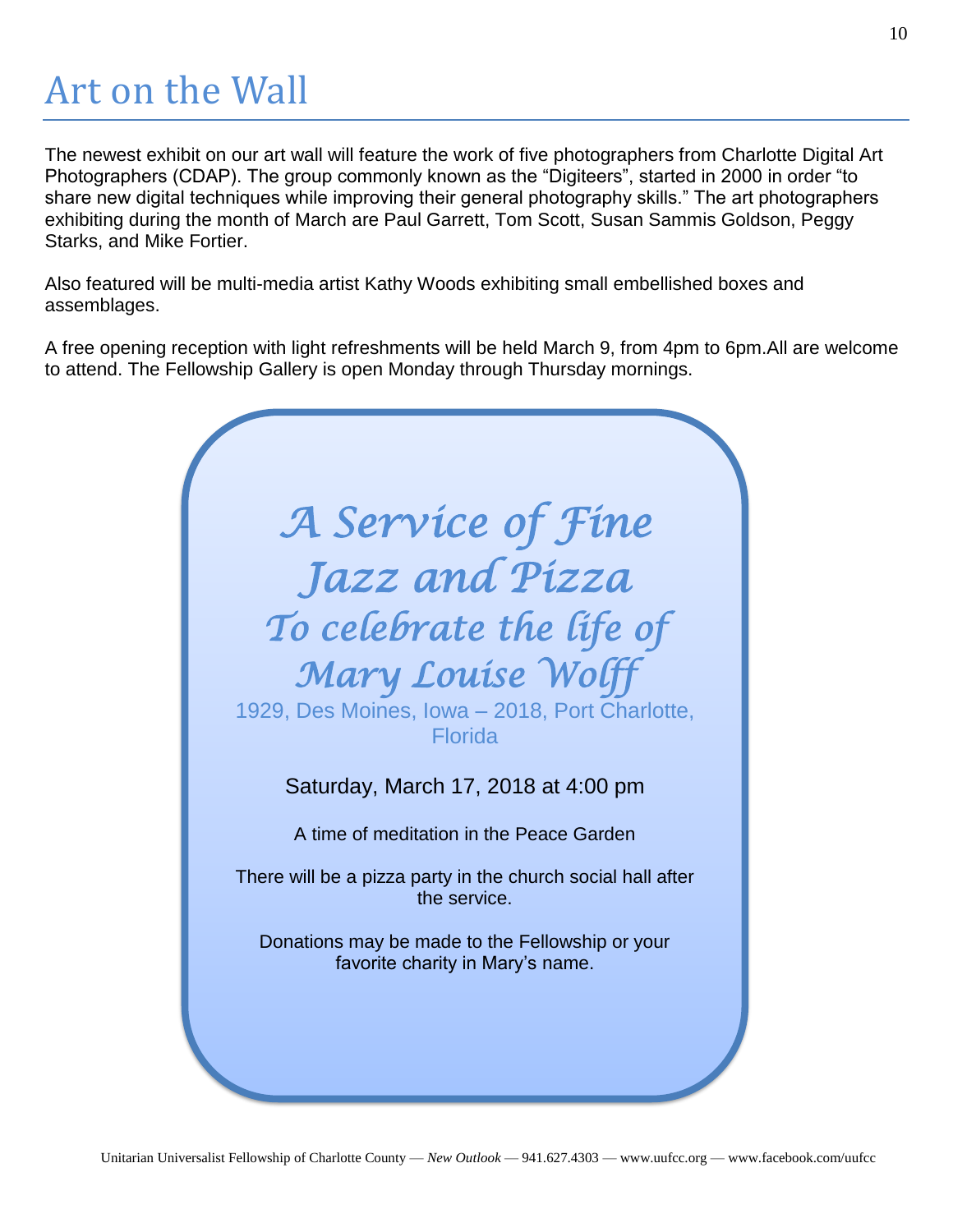# Art on the Wall

The newest exhibit on our art wall will feature the work of five photographers from Charlotte Digital Art Photographers (CDAP). The group commonly known as the "Digiteers", started in 2000 in order "to share new digital techniques while improving their general photography skills." The art photographers exhibiting during the month of March are Paul Garrett, Tom Scott, Susan Sammis Goldson, Peggy Starks, and Mike Fortier.

Also featured will be multi-media artist Kathy Woods exhibiting small embellished boxes and assemblages.

A free opening reception with light refreshments will be held March 9, from 4pm to 6pm.All are welcome to attend. The Fellowship Gallery is open Monday through Thursday mornings.

## *A Service of Fine Jazz and Pizza*

### *To celebrate the life of Mary Louise Wolff*

1929, Des Moines, Iowa – 2018, Port Charlotte, Florida

Saturday, March 17, 2018 at 4:00 pm

A time of meditation in the Peace Garden

There will be a pizza party in the church social hall after the service.

Donations may be made to the Fellowship or your favorite charity in Mary's name.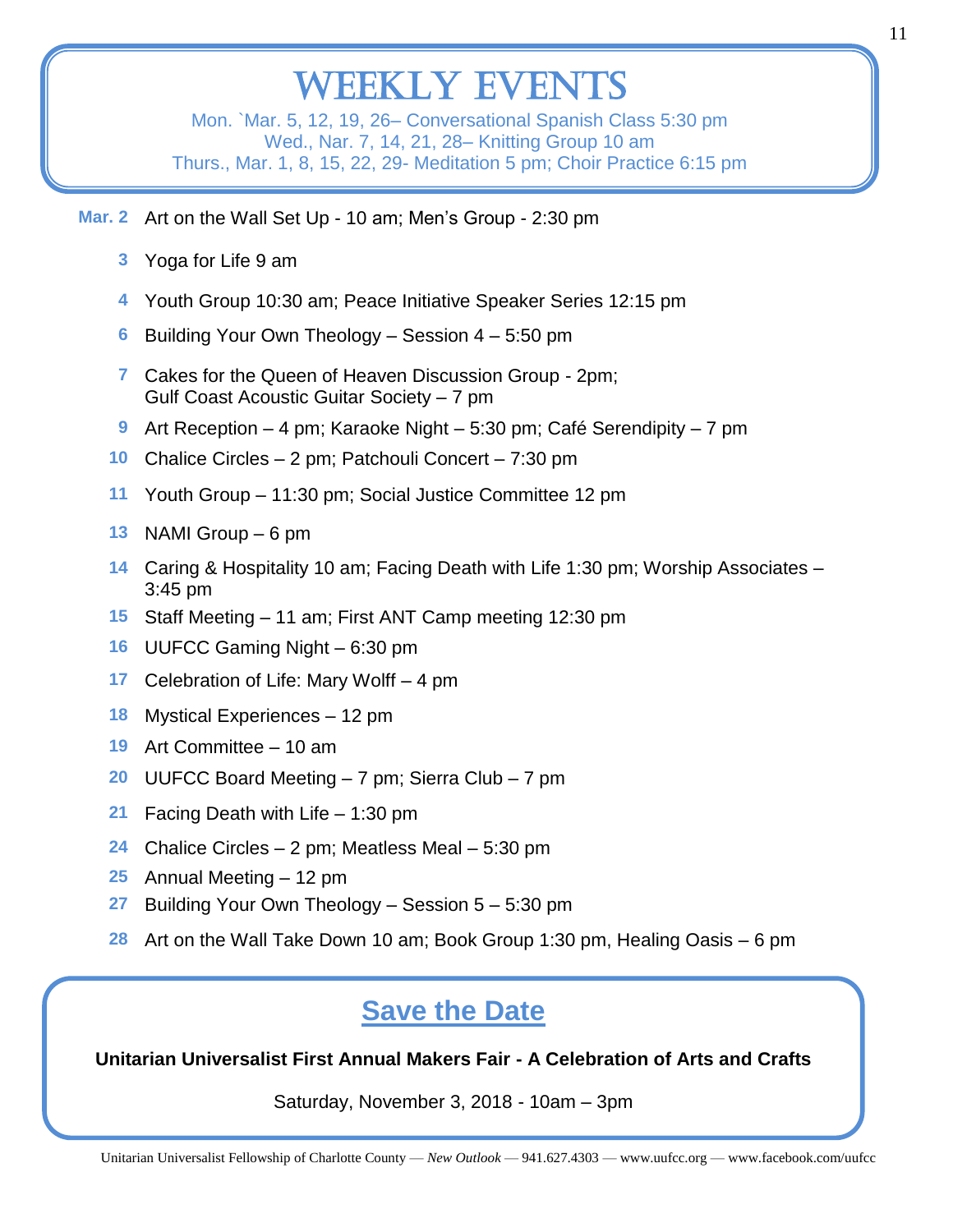# Weekly Events

Mon. `Mar. 5, 12, 19, 26– Conversational Spanish Class 5:30 pm
Wed., Nar. 7, 14, 21, 28– Knitting Group 10 am
Thurs., Mar. 1, 8, 15, 22, 29- Meditation 5 pm; Choir Practice 6:15 pm

**Mar. 2** Art on the Wall Set Up - 10 am; Men's Group - 2:30 pm

**3** Yoga for Life 9 am

**4** Youth Group 10:30 am; Peace Initiative Speaker Series 12:15 pm

**6** Building Your Own Theology – Session 4 – 5:50 pm

**7** Cakes for the Queen of Heaven Discussion Group - 2pm; Gulf Coast Acoustic Guitar Society – 7 pm

**9** Art Reception – 4 pm; Karaoke Night – 5:30 pm; Café Serendipity – 7 pm

**10** Chalice Circles – 2 pm; Patchouli Concert – 7:30 pm

**11** Youth Group – 11:30 pm; Social Justice Committee 12 pm

**13** NAMI Group – 6 pm

**14** Caring & Hospitality 10 am; Facing Death with Life 1:30 pm; Worship Associates – 3:45 pm

**15** Staff Meeting – 11 am; First ANT Camp meeting 12:30 pm

**16** UUFCC Gaming Night – 6:30 pm

**17** Celebration of Life: Mary Wolff – 4 pm

**18** Mystical Experiences – 12 pm

**19** Art Committee – 10 am

**20** UUFCC Board Meeting – 7 pm; Sierra Club – 7 pm

**21** Facing Death with Life – 1:30 pm

**24** Chalice Circles – 2 pm; Meatless Meal – 5:30 pm

**25** Annual Meeting – 12 pm

**27** Building Your Own Theology – Session 5 – 5:30 pm

**28** Art on the Wall Take Down 10 am; Book Group 1:30 pm, Healing Oasis – 6 pm

## Save the Date

**Unitarian Universalist First Annual Makers Fair - A Celebration of Arts and Crafts**

Saturday, November 3, 2018 - 10am – 3pm